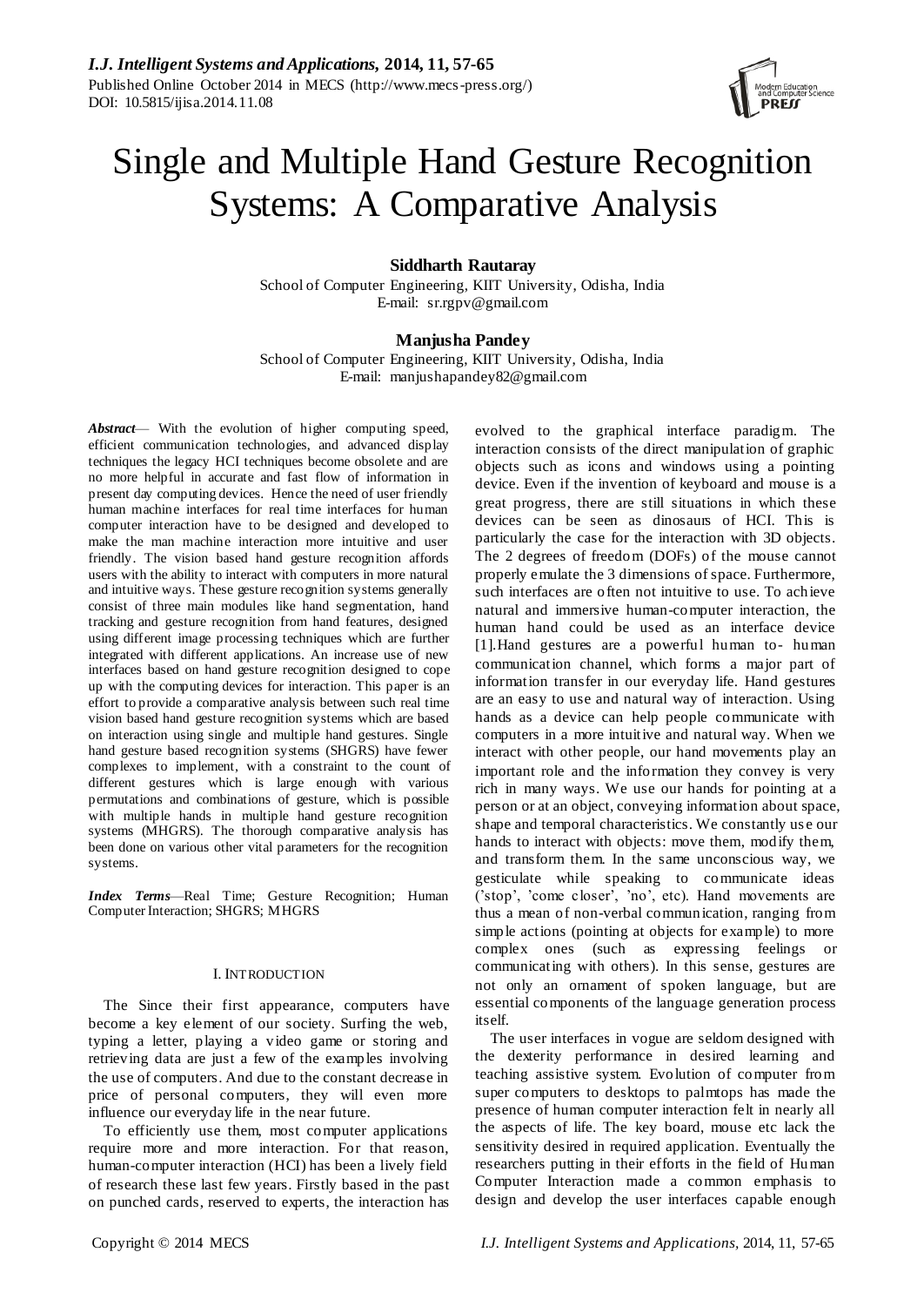# Single and Multiple Hand Gesture Recognition Systems: A Comparative Analysis

**Siddharth Rautaray**
School of Computer Engineering, KIIT University, Odisha, India
E-mail: sr.rgpv@gmail.com

**Manjusha Pandey**
School of Computer Engineering, KIIT University, Odisha, India
E-mail: manjushapandey82@gmail.com

***Abstract*** — With the evolution of higher computing speed, efficient communication technologies, and advanced display techniques the legacy HCI techniques become obsolete and are no more helpful in accurate and fast flow of information in present day computing devices. Hence the need of user friendly human machine interfaces for real time interfaces for human computer interaction have to be designed and developed to make the man machine interaction more intuitive and user friendly. The vision based hand gesture recognition affords users with the ability to interact with computers in more natural and intuitive ways. These gesture recognition systems generally consist of three main modules like hand segmentation, hand tracking and gesture recognition from hand features, designed using different image processing techniques which are further integrated with different applications. An increase use of new interfaces based on hand gesture recognition designed to cope up with the computing devices for interaction. This paper is an effort to provide a comparative analysis between such real time vision based hand gesture recognition systems which are based on interaction using single and multiple hand gestures. Single hand gesture based recognition systems (SHGRS) have fewer complexes to implement, with a constraint to the count of different gestures which is large enough with various permutations and combinations of gesture, which is possible with multiple hands in multiple hand gesture recognition systems (MHGRS). The thorough comparative analysis has been done on various other vital parameters for the recognition systems.

***Index Terms*** —Real Time; Gesture Recognition; Human Computer Interaction; SHGRS; MHGRS

## I. INTRODUCTION

The Since their first appearance, computers have become a key element of our society. Surfing the web, typing a letter, playing a video game or storing and retrieving data are just a few of the examples involving the use of computers. And due to the constant decrease in price of personal computers, they will even more influence our everyday life in the near future.

To efficiently use them, most computer applications require more and more interaction. For that reason, human-computer interaction (HCI) has been a lively field of research these last few years. Firstly based in the past on punched cards, reserved to experts, the interaction has evolved to the graphical interface paradigm. The interaction consists of the direct manipulation of graphic objects such as icons and windows using a pointing device. Even if the invention of keyboard and mouse is a great progress, there are still situations in which these devices can be seen as dinosaurs of HCI. This is particularly the case for the interaction with 3D objects. The 2 degrees of freedom (DOFs) of the mouse cannot properly emulate the 3 dimensions of space. Furthermore, such interfaces are often not intuitive to use. To achieve natural and immersive human-computer interaction, the human hand could be used as an interface device [1].Hand gestures are a powerful human to- human communication channel, which forms a major part of information transfer in our everyday life. Hand gestures are an easy to use and natural way of interaction. Using hands as a device can help people communicate with computers in a more intuitive and natural way. When we interact with other people, our hand movements play an important role and the information they convey is very rich in many ways. We use our hands for pointing at a person or at an object, conveying information about space, shape and temporal characteristics. We constantly use our hands to interact with objects: move them, modify them, and transform them. In the same unconscious way, we gesticulate while speaking to communicate ideas ('stop', 'come closer', 'no', etc). Hand movements are thus a mean of non-verbal communication, ranging from simple actions (pointing at objects for example) to more complex ones (such as expressing feelings or communicating with others). In this sense, gestures are not only an ornament of spoken language, but are essential components of the language generation process itself.

The user interfaces in vogue are seldom designed with the dexterity performance in desired learning and teaching assistive system. Evolution of computer from super computers to desktops to palmtops has made the presence of human computer interaction felt in nearly all the aspects of life. The key board, mouse etc lack the sensitivity desired in required application. Eventually the researchers putting in their efforts in the field of Human Computer Interaction made a common emphasis to design and develop the user interfaces capable enough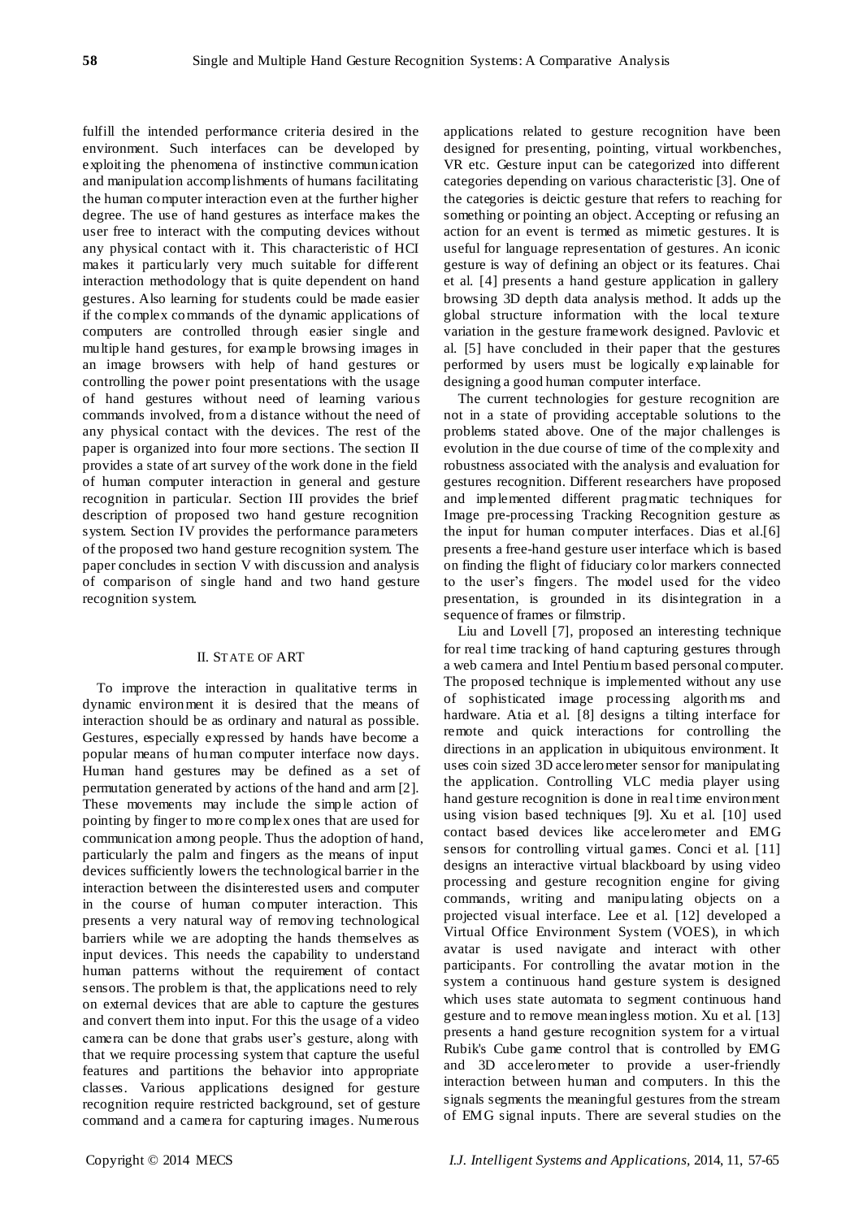fulfill the intended performance criteria desired in the environment. Such interfaces can be developed by exploiting the phenomena of instinctive communication and manipulation accomplishments of humans facilitating the human computer interaction even at the further higher degree. The use of hand gestures as interface makes the user free to interact with the computing devices without any physical contact with it. This characteristic of HCI makes it particularly very much suitable for different interaction methodology that is quite dependent on hand gestures. Also learning for students could be made easier if the complex commands of the dynamic applications of computers are controlled through easier single and multiple hand gestures, for example browsing images in an image browsers with help of hand gestures or controlling the power point presentations with the usage of hand gestures without need of learning various commands involved, from a distance without the need of any physical contact with the devices. The rest of the paper is organized into four more sections. The section II provides a state of art survey of the work done in the field of human computer interaction in general and gesture recognition in particular. Section III provides the brief description of proposed two hand gesture recognition system. Section IV provides the performance parameters of the proposed two hand gesture recognition system. The paper concludes in section V with discussion and analysis of comparison of single hand and two hand gesture recognition system.

## II. STATE OF ART

To improve the interaction in qualitative terms in dynamic environment it is desired that the means of interaction should be as ordinary and natural as possible. Gestures, especially expressed by hands have become a popular means of human computer interface now days. Human hand gestures may be defined as a set of permutation generated by actions of the hand and arm [2]. These movements may include the simple action of pointing by finger to more complex ones that are used for communication among people. Thus the adoption of hand, particularly the palm and fingers as the means of input devices sufficiently lowers the technological barrier in the interaction between the disinterested users and computer in the course of human computer interaction. This presents a very natural way of removing technological barriers while we are adopting the hands themselves as input devices. This needs the capability to understand human patterns without the requirement of contact sensors. The problem is that, the applications need to rely on external devices that are able to capture the gestures and convert them into input. For this the usage of a video camera can be done that grabs user's gesture, along with that we require processing system that capture the useful features and partitions the behavior into appropriate classes. Various applications designed for gesture recognition require restricted background, set of gesture command and a camera for capturing images. Numerous applications related to gesture recognition have been designed for presenting, pointing, virtual workbenches, VR etc. Gesture input can be categorized into different categories depending on various characteristic [3]. One of the categories is deictic gesture that refers to reaching for something or pointing an object. Accepting or refusing an action for an event is termed as mimetic gestures. It is useful for language representation of gestures. An iconic gesture is way of defining an object or its features. Chai et al. [4] presents a hand gesture application in gallery browsing 3D depth data analysis method. It adds up the global structure information with the local texture variation in the gesture framework designed. Pavlovic et al. [5] have concluded in their paper that the gestures performed by users must be logically explainable for designing a good human computer interface.

The current technologies for gesture recognition are not in a state of providing acceptable solutions to the problems stated above. One of the major challenges is evolution in the due course of time of the complexity and robustness associated with the analysis and evaluation for gestures recognition. Different researchers have proposed and implemented different pragmatic techniques for Image pre-processing Tracking Recognition gesture as the input for human computer interfaces. Dias et al.[6] presents a free-hand gesture user interface which is based on finding the flight of fiduciary color markers connected to the user's fingers. The model used for the video presentation, is grounded in its disintegration in a sequence of frames or filmstrip.

Liu and Lovell [7], proposed an interesting technique for real time tracking of hand capturing gestures through a web camera and Intel Pentium based personal computer. The proposed technique is implemented without any use of sophisticated image processing algorithms and hardware. Atia et al. [8] designs a tilting interface for remote and quick interactions for controlling the directions in an application in ubiquitous environment. It uses coin sized 3D accelerometer sensor for manipulating the application. Controlling VLC media player using hand gesture recognition is done in real time environment using vision based techniques [9]. Xu et al. [10] used contact based devices like accelerometer and EMG sensors for controlling virtual games. Conci et al. [11] designs an interactive virtual blackboard by using video processing and gesture recognition engine for giving commands, writing and manipulating objects on a projected visual interface. Lee et al. [12] developed a Virtual Office Environment System (VOES), in which avatar is used navigate and interact with other participants. For controlling the avatar motion in the system a continuous hand gesture system is designed which uses state automata to segment continuous hand gesture and to remove meaningless motion. Xu et al. [13] presents a hand gesture recognition system for a virtual Rubik's Cube game control that is controlled by EMG and 3D accelerometer to provide a user-friendly interaction between human and computers. In this the signals segments the meaningful gestures from the stream of EMG signal inputs. There are several studies on the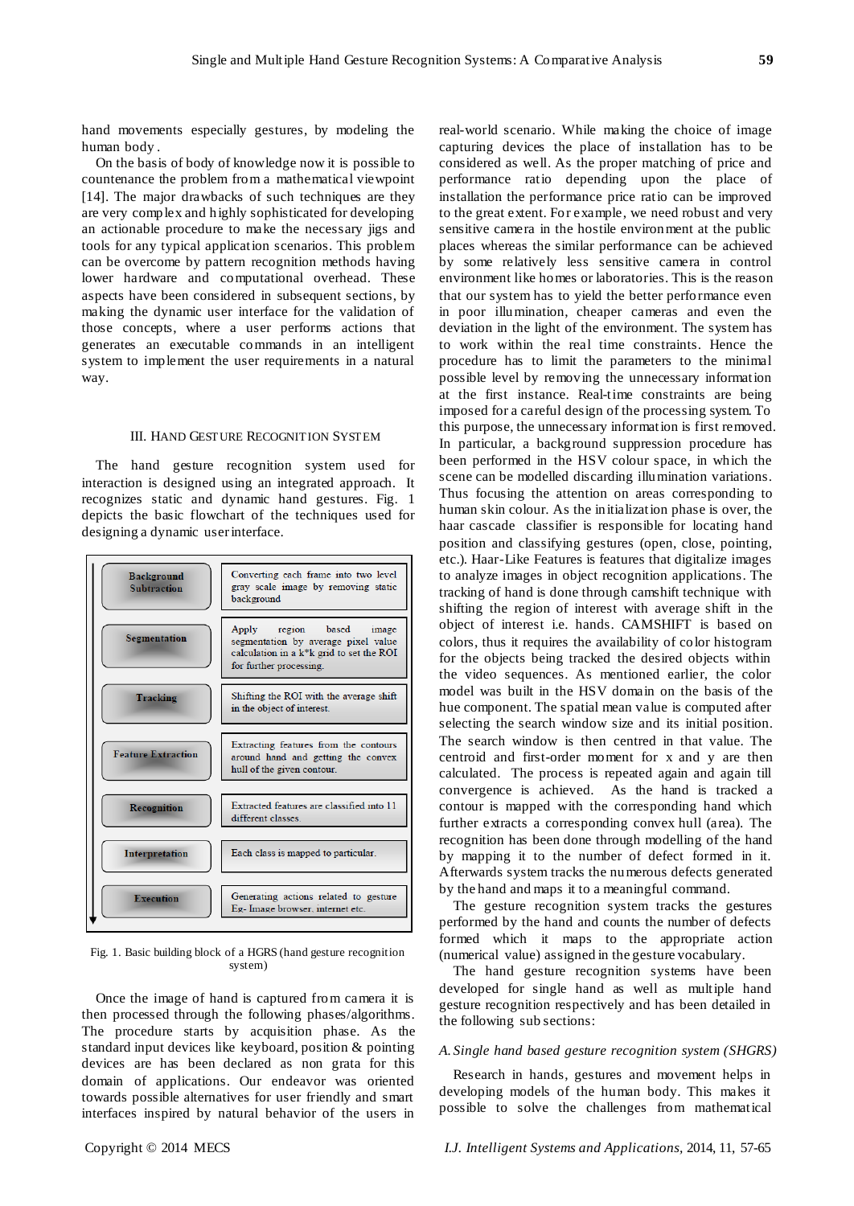hand movements especially gestures, by modeling the human body.

On the basis of body of knowledge now it is possible to countenance the problem from a mathematical viewpoint [14]. The major drawbacks of such techniques are they are very complex and highly sophisticated for developing an actionable procedure to make the necessary jigs and tools for any typical application scenarios. This problem can be overcome by pattern recognition methods having lower hardware and computational overhead. These aspects have been considered in subsequent sections, by making the dynamic user interface for the validation of those concepts, where a user performs actions that generates an executable commands in an intelligent system to implement the user requirements in a natural way.

## III. Hand Gesture Recognition System

The hand gesture recognition system used for interaction is designed using an integrated approach. It recognizes static and dynamic hand gestures. Fig. 1 depicts the basic flowchart of the techniques used for designing a dynamic user interface.

| Stage | Description |
|---|---|
| Background Subtraction | Converting each frame into two level gray scale image by removing static background |
| Segmentation | Apply region based image segmentation by average pixel value calculation in a k*k grid to set the ROI for further processing. |
| Tracking | Shifting the ROI with the average shift in the object of interest. |
| Feature Extraction | Extracting features from the contours around hand and getting the convex hull of the given contour. |
| Recognition | Extracted features are classified into 11 different classes. |
| Interpretation | Each class is mapped to particular. |
| Execution | Generating actions related to gesture Eg- Image browser, internet etc. |

Fig. 1. Basic building block of a HGRS (hand gesture recognition system)

Once the image of hand is captured from camera it is then processed through the following phases/algorithms. The procedure starts by acquisition phase. As the standard input devices like keyboard, position & pointing devices are has been declared as non grata for this domain of applications. Our endeavor was oriented towards possible alternatives for user friendly and smart interfaces inspired by natural behavior of the users in real-world scenario. While making the choice of image capturing devices the place of installation has to be considered as well. As the proper matching of price and performance ratio depending upon the place of installation the performance price ratio can be improved to the great extent. For example, we need robust and very sensitive camera in the hostile environment at the public places whereas the similar performance can be achieved by some relatively less sensitive camera in control environment like homes or laboratories. This is the reason that our system has to yield the better performance even in poor illumination, cheaper cameras and even the deviation in the light of the environment. The system has to work within the real time constraints. Hence the procedure has to limit the parameters to the minimal possible level by removing the unnecessary information at the first instance. Real-time constraints are being imposed for a careful design of the processing system. To this purpose, the unnecessary information is first removed. In particular, a background suppression procedure has been performed in the HSV colour space, in which the scene can be modelled discarding illumination variations. Thus focusing the attention on areas corresponding to human skin colour. As the initialization phase is over, the haar cascade classifier is responsible for locating hand position and classifying gestures (open, close, pointing, etc.). Haar-Like Features is features that digitalize images to analyze images in object recognition applications. The tracking of hand is done through camshift technique with shifting the region of interest with average shift in the object of interest i.e. hands. CAMSHIFT is based on colors, thus it requires the availability of color histogram for the objects being tracked the desired objects within the video sequences. As mentioned earlier, the color model was built in the HSV domain on the basis of the hue component. The spatial mean value is computed after selecting the search window size and its initial position. The search window is then centred in that value. The centroid and first-order moment for x and y are then calculated. The process is repeated again and again till convergence is achieved. As the hand is tracked a contour is mapped with the corresponding hand which further extracts a corresponding convex hull (area). The recognition has been done through hand modelling of the hand by mapping it to the number of defect formed in it. Afterwards system tracks the numerous defects generated by the hand and maps it to a meaningful command.

The gesture recognition system tracks the gestures performed by the hand and counts the number of defects formed which it maps to the appropriate action (numerical value) assigned in the gesture vocabulary.

The hand gesture recognition systems have been developed for single hand as well as multiple hand gesture recognition respectively and has been detailed in the following sub sections:

### *A. Single hand based gesture recognition system (SHGRS)*

Research in hands, gestures and movement helps in developing models of the human body. This makes it possible to solve the challenges from mathematical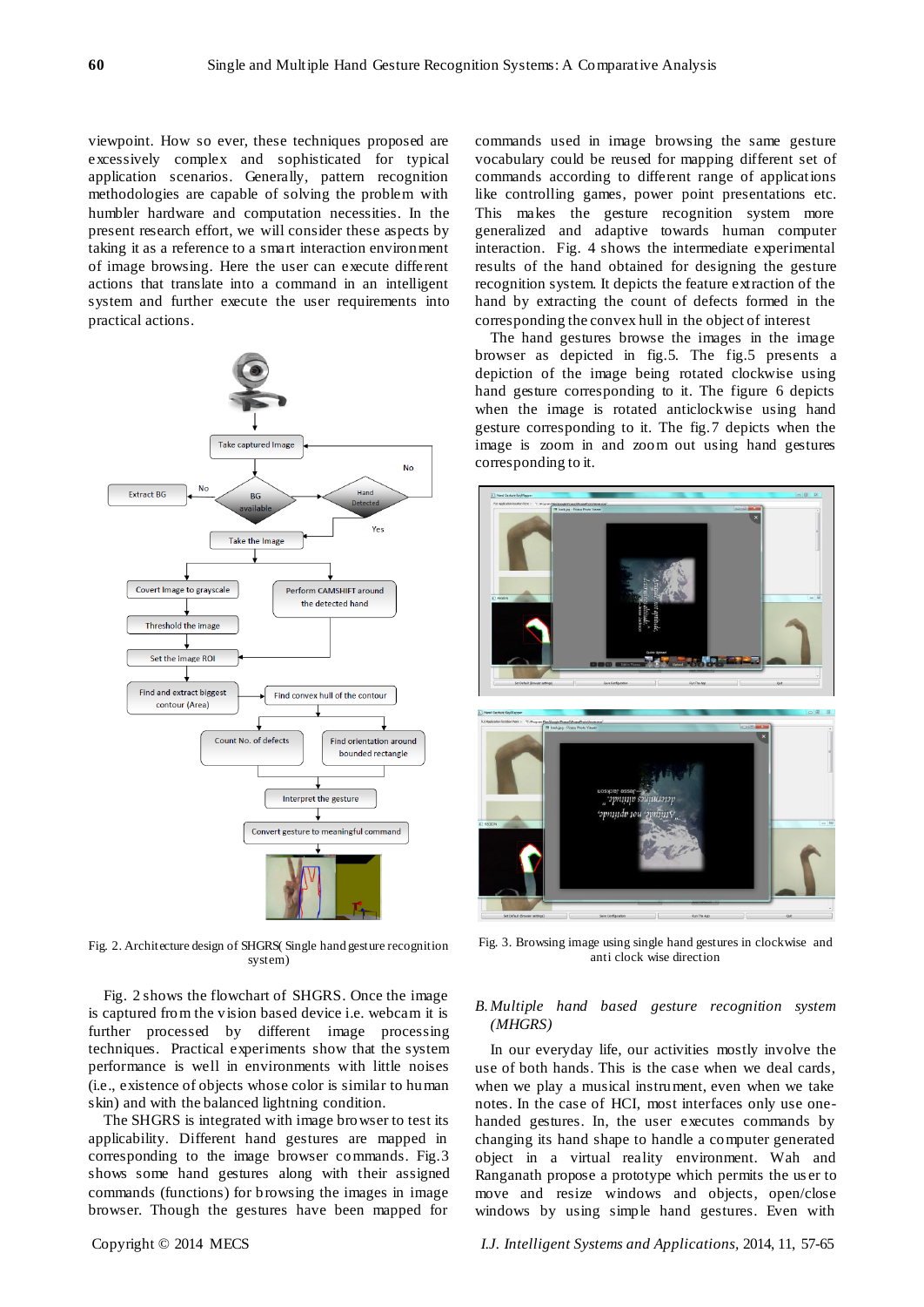viewpoint. How so ever, these techniques proposed are excessively complex and sophisticated for typical application scenarios. Generally, pattern recognition methodologies are capable of solving the problem with humbler hardware and computation necessities. In the present research effort, we will consider these aspects by taking it as a reference to a smart interaction environment of image browsing. Here the user can execute different actions that translate into a command in an intelligent system and further execute the user requirements into practical actions.

Fig. 2. Architecture design of SHGRS( Single hand gesture recognition system)

Fig. 2 shows the flowchart of SHGRS. Once the image is captured from the vision based device i.e. webcam it is further processed by different image processing techniques. Practical experiments show that the system performance is well in environments with little noises (i.e., existence of objects whose color is similar to human skin) and with the balanced lightning condition.

The SHGRS is integrated with image browser to test its applicability. Different hand gestures are mapped in corresponding to the image browser commands. Fig.3 shows some hand gestures along with their assigned commands (functions) for browsing the images in image browser. Though the gestures have been mapped for commands used in image browsing the same gesture vocabulary could be reused for mapping different set of commands according to different range of applications like controlling games, power point presentations etc. This makes the gesture recognition system more generalized and adaptive towards human computer interaction. Fig. 4 shows the intermediate experimental results of the hand obtained for designing the gesture recognition system. It depicts the feature extraction of the hand by extracting the count of defects formed in the corresponding the convex hull in the object of interest

The hand gestures browse the images in the image browser as depicted in fig.5. The fig.5 presents a depiction of the image being rotated clockwise using hand gesture corresponding to it. The figure 6 depicts when the image is rotated anticlockwise using hand gesture corresponding to it. The fig.7 depicts when the image is zoom in and zoom out using hand gestures corresponding to it.

Fig. 3. Browsing image using single hand gestures in clockwise and anti clock wise direction

*B. Multiple hand based gesture recognition system (MHGRS)*

In our everyday life, our activities mostly involve the use of both hands. This is the case when we deal cards, when we play a musical instrument, even when we take notes. In the case of HCI, most interfaces only use one-handed gestures. In, the user executes commands by changing its hand shape to handle a computer generated object in a virtual reality environment. Wah and Ranganath propose a prototype which permits the user to move and resize windows and objects, open/close windows by using simple hand gestures. Even with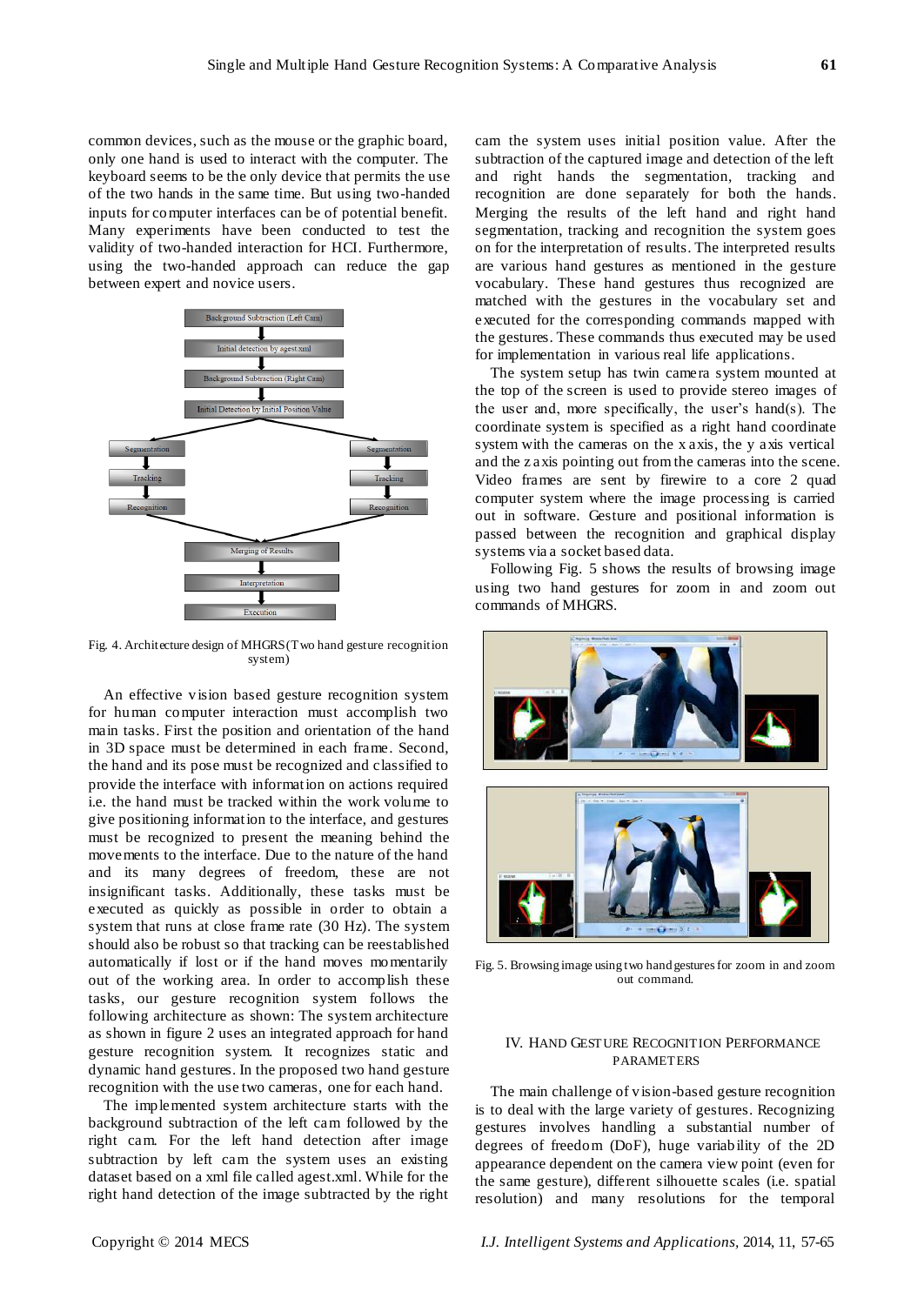common devices, such as the mouse or the graphic board, only one hand is used to interact with the computer. The keyboard seems to be the only device that permits the use of the two hands in the same time. But using two-handed inputs for computer interfaces can be of potential benefit. Many experiments have been conducted to test the validity of two-handed interaction for HCI. Furthermore, using the two-handed approach can reduce the gap between expert and novice users.

Fig. 4. Architecture design of MHGRS (Two hand gesture recognition system)

An effective vision based gesture recognition system for human computer interaction must accomplish two main tasks. First the position and orientation of the hand in 3D space must be determined in each frame. Second, the hand and its pose must be recognized and classified to provide the interface with information on actions required i.e. the hand must be tracked within the work volume to give positioning information to the interface, and gestures must be recognized to present the meaning behind the movements to the interface. Due to the nature of the hand and its many degrees of freedom, these are not insignificant tasks. Additionally, these tasks must be executed as quickly as possible in order to obtain a system that runs at close frame rate (30 Hz). The system should also be robust so that tracking can be reestablished automatically if lost or if the hand moves momentarily out of the working area. In order to accomplish these tasks, our gesture recognition system follows the following architecture as shown: The system architecture as shown in figure 2 uses an integrated approach for hand gesture recognition system. It recognizes static and dynamic hand gestures. In the proposed two hand gesture recognition with the use two cameras, one for each hand.

The implemented system architecture starts with the background subtraction of the left cam followed by the right cam. For the left hand detection after image subtraction by left cam the system uses an existing dataset based on a xml file called agest.xml. While for the right hand detection of the image subtracted by the right cam the system uses initial position value. After the subtraction of the captured image and detection of the left and right hands the segmentation, tracking and recognition are done separately for both the hands. Merging the results of the left hand and right hand segmentation, tracking and recognition the system goes on for the interpretation of results. The interpreted results are various hand gestures as mentioned in the gesture vocabulary. These hand gestures thus recognized are matched with the gestures in the vocabulary set and executed for the corresponding commands mapped with the gestures. These commands thus executed may be used for implementation in various real life applications.

The system setup has twin camera system mounted at the top of the screen is used to provide stereo images of the user and, more specifically, the user's hand(s). The coordinate system is specified as a right hand coordinate system with the cameras on the x axis, the y axis vertical and the z axis pointing out from the cameras into the scene. Video frames are sent by firewire to a core 2 quad computer system where the image processing is carried out in software. Gesture and positional information is passed between the recognition and graphical display systems via a socket based data.

Following Fig. 5 shows the results of browsing image using two hand gestures for zoom in and zoom out commands of MHGRS.

Fig. 5. Browsing image using two hand gestures for zoom in and zoom out command.

## IV. Hand Gesture Recognition Performance Parameters

The main challenge of vision-based gesture recognition is to deal with the large variety of gestures. Recognizing gestures involves handling a substantial number of degrees of freedom (DoF), huge variability of the 2D appearance dependent on the camera view point (even for the same gesture), different silhouette scales (i.e. spatial resolution) and many resolutions for the temporal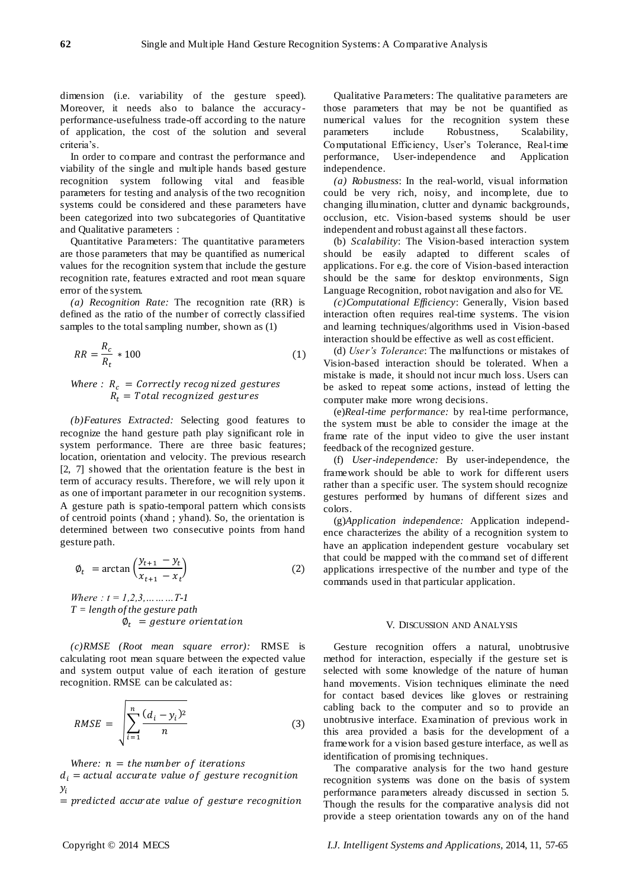dimension (i.e. variability of the gesture speed). Moreover, it needs also to balance the accuracy-performance-usefulness trade-off according to the nature of application, the cost of the solution and several criteria's.

In order to compare and contrast the performance and viability of the single and multiple hands based gesture recognition system following vital and feasible parameters for testing and analysis of the two recognition systems could be considered and these parameters have been categorized into two subcategories of Quantitative and Qualitative parameters :

Quantitative Parameters: The quantitative parameters are those parameters that may be quantified as numerical values for the recognition system that include the gesture recognition rate, features extracted and root mean square error of the system.

*(a) Recognition Rate:* The recognition rate (RR) is defined as the ratio of the number of correctly classified samples to the total sampling number, shown as (1)

$$RR = \frac{R_c}{R_t} * 100 \tag{1}$$

*Where :* $R_c$ $= Correctly\ recognized\ gestures$
$R_t = Total\ recognized\ gestures$

*(b)Features Extracted:* Selecting good features to recognize the hand gesture path play significant role in system performance. There are three basic features; location, orientation and velocity. The previous research [2, 7] showed that the orientation feature is the best in term of accuracy results. Therefore, we will rely upon it as one of important parameter in our recognition systems. A gesture path is spatio-temporal pattern which consists of centroid points (xhand ; yhand). So, the orientation is determined between two consecutive points from hand gesture path.

$$\emptyset_t = \arctan\left(\frac{y_{t+1} - y_t}{x_{t+1} - x_t}\right) \tag{2}$$

*Where : t = 1,2,3,………T-1*
*T = length of the gesture path*
$\emptyset_t = gesture\ orientation$

*(c)RMSE (Root mean square error):* RMSE is calculating root mean square between the expected value and system output value of each iteration of gesture recognition. RMSE can be calculated as:

$$RMSE = \sqrt{\sum_{i=1}^{n} \frac{(d_i - y_i)^2}{n}} \tag{3}$$

*Where:* $n = the\ number\ of\ iterations$
$d_i = actual\ accurate\ value\ of\ gesture\ recognition$
$y_i = predicted\ accurate\ value\ of\ gesture\ recognition$

Qualitative Parameters: The qualitative parameters are those parameters that may be not be quantified as numerical values for the recognition system these parameters include Robustness, Scalability, Computational Efficiency, User's Tolerance, Real-time performance, User-independence and Application independence.

*(a) Robustness*: In the real-world, visual information could be very rich, noisy, and incomplete, due to changing illumination, clutter and dynamic backgrounds, occlusion, etc. Vision-based systems should be user independent and robust against all these factors.

(b) *Scalability*: The Vision-based interaction system should be easily adapted to different scales of applications. For e.g. the core of Vision-based interaction should be the same for desktop environments, Sign Language Recognition, robot navigation and also for VE.

*(c)Computational Efficiency*: Generally, Vision based interaction often requires real-time systems. The vision and learning techniques/algorithms used in Vision-based interaction should be effective as well as cost efficient.

(d) *User's Tolerance*: The malfunctions or mistakes of Vision-based interaction should be tolerated. When a mistake is made, it should not incur much loss. Users can be asked to repeat some actions, instead of letting the computer make more wrong decisions.

(e)*Real-time performance:* by real-time performance, the system must be able to consider the image at the frame rate of the input video to give the user instant feedback of the recognized gesture.

(f) *User-independence:* By user-independence, the framework should be able to work for different users rather than a specific user. The system should recognize gestures performed by humans of different sizes and colors.

(g)*Application independence:* Application independence characterizes the ability of a recognition system to have an application independent gesture vocabulary set that could be mapped with the command set of different applications irrespective of the number and type of the commands used in that particular application.

## V. Discussion and Analysis

Gesture recognition offers a natural, unobtrusive method for interaction, especially if the gesture set is selected with some knowledge of the nature of human hand movements. Vision techniques eliminate the need for contact based devices like gloves or restraining cabling back to the computer and so to provide an unobtrusive interface. Examination of previous work in this area provided a basis for the development of a framework for a vision based gesture interface, as well as identification of promising techniques.

The comparative analysis for the two hand gesture recognition systems was done on the basis of system performance parameters already discussed in section 5. Though the results for the comparative analysis did not provide a steep orientation towards any on of the hand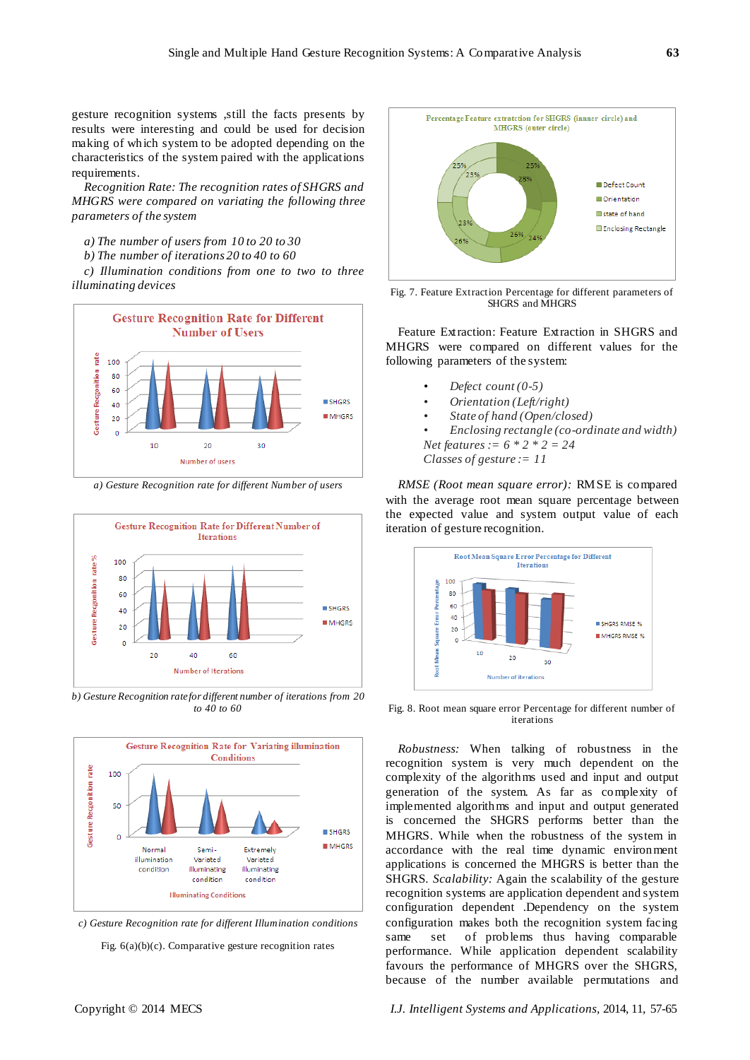gesture recognition systems ,still the facts presents by results were interesting and could be used for decision making of which system to be adopted depending on the characteristics of the system paired with the applications requirements.

*Recognition Rate: The recognition rates of SHGRS and MHGRS were compared on variating the following three parameters of the system*

*a) The number of users from 10 to 20 to 30*
*b) The number of iterations 20 to 40 to 60*
*c) Illumination conditions from one to two to three illuminating devices*

*a) Gesture Recognition rate for different Number of users*

*b) Gesture Recognition rate for different number of iterations from 20 to 40 to 60*

*c) Gesture Recognition rate for different Illumination conditions*

Fig. 6(a)(b)(c). Comparative gesture recognition rates

Fig. 7. Feature Extraction Percentage for different parameters of SHGRS and MHGRS

Feature Extraction: Feature Extraction in SHGRS and MHGRS were compared on different values for the following parameters of the system:

- *Defect count (0-5)*
- *Orientation (Left/right)*
- *State of hand (Open/closed)*
- *Enclosing rectangle (co-ordinate and width)*

*Net features := 6 * 2 * 2 = 24*
*Classes of gesture := 11*

*RMSE (Root mean square error):* RMSE is compared with the average root mean square percentage between the expected value and system output value of each iteration of gesture recognition.

Fig. 8. Root mean square error Percentage for different number of iterations

*Robustness:* When talking of robustness in the recognition system is very much dependent on the complexity of the algorithms used and input and output generation of the system. As far as complexity of implemented algorithms and input and output generated is concerned the SHGRS performs better than the MHGRS. While when the robustness of the system in accordance with the real time dynamic environment applications is concerned the MHGRS is better than the SHGRS. *Scalability:* Again the scalability of the gesture recognition systems are application dependent and system configuration dependent .Dependency on the system configuration makes both the recognition system facing same set of problems thus having comparable performance. While application dependent scalability favours the performance of MHGRS over the SHGRS, because of the number available permutations and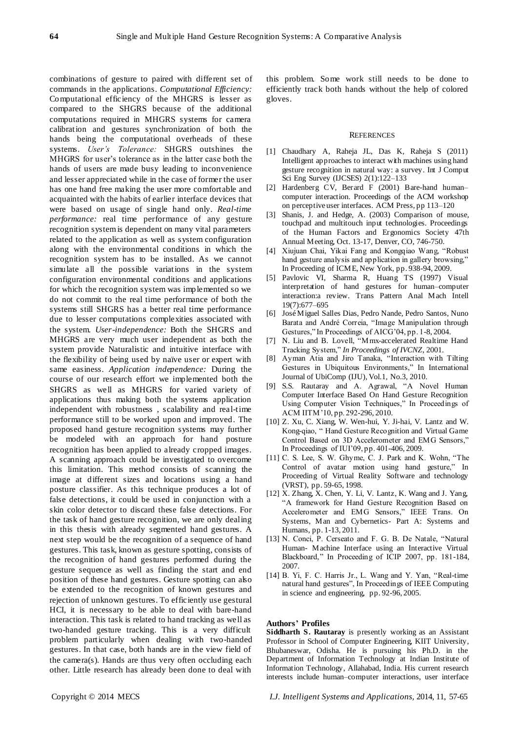combinations of gesture to paired with different set of commands in the applications. *Computational Efficiency:* Computational efficiency of the MHGRS is lesser as compared to the SHGRS because of the additional computations required in MHGRS systems for camera calibration and gestures synchronization of both the hands being the computational overheads of these systems. *User's Tolerance:* SHGRS outshines the MHGRS for user's tolerance as in the latter case both the hands of users are made busy leading to inconvenience and lesser appreciated while in the case of former the user has one hand free making the user more comfortable and acquainted with the habits of earlier interface devices that were based on usage of single hand only. *Real-time performance:* real time performance of any gesture recognition system is dependent on many vital parameters related to the application as well as system configuration along with the environmental conditions in which the recognition system has to be installed. As we cannot simulate all the possible variations in the system configuration environmental conditions and applications for which the recognition system was implemented so we do not commit to the real time performance of both the systems still SHGRS has a better real time performance due to lesser computations complexities associated with the system. *User-independence:* Both the SHGRS and MHGRS are very much user independent as both the system provide Naturalistic and intuitive interface with the flexibility of being used by naïve user or expert with same easiness. *Application independence:* During the course of our research effort we implemented both the SHGRS as well as MHGRS for varied variety of applications thus making both the systems application independent with robustness , scalability and real-time performance still to be worked upon and improved. The proposed hand gesture recognition systems may further be modeled with an approach for hand posture recognition has been applied to already cropped images. A scanning approach could be investigated to overcome this limitation. This method consists of scanning the image at different sizes and locations using a hand posture classifier. As this technique produces a lot of false detections, it could be used in conjunction with a skin color detector to discard these false detections. For the task of hand gesture recognition, we are only dealing in this thesis with already segmented hand gestures. A next step would be the recognition of a sequence of hand gestures. This task, known as gesture spotting, consists of the recognition of hand gestures performed during the gesture sequence as well as finding the start and end position of these hand gestures. Gesture spotting can also be extended to the recognition of known gestures and rejection of unknown gestures. To efficiently use gestural HCI, it is necessary to be able to deal with bare-hand interaction. This task is related to hand tracking as well as two-handed gesture tracking. This is a very difficult problem particularly when dealing with two-handed gestures. In that case, both hands are in the view field of the camera(s). Hands are thus very often occluding each other. Little research has already been done to deal with this problem. Some work still needs to be done to efficiently track both hands without the help of colored gloves.

## References

[1] Chaudhary A, Raheja JL, Das K, Raheja S (2011) Intelligent approaches to interact with machines using hand gesture recognition in natural way: a survey. Int J Comput Sci Eng Survey (IJCSES) 2(1):122–133

[2] Hardenberg CV, Berard F (2001) Bare-hand human–computer interaction. Proceedings of the ACM workshop on perceptive user interfaces. ACM Press, pp 113–120

[3] Shanis, J. and Hedge, A. (2003) Comparison of mouse, touchpad and multitouch input technologies. Proceedings of the Human Factors and Ergonomics Society 47th Annual Meeting, Oct. 13-17, Denver, CO, 746-750.

[4] Xiujuan Chai, Yikai Fang and Kongqiao Wang, "Robust hand gesture analysis and application in gallery browsing," In Proceeding of ICME, New York, pp. 938-94, 2009.

[5] Pavlovic VI, Sharma R, Huang TS (1997) Visual interpretation of hand gestures for human–computer interaction:a review. Trans Pattern Anal Mach Intell 19(7):677–695

[6] José Miguel Salles Dias, Pedro Nande, Pedro Santos, Nuno Barata and André Correia, "Image Manipulation through Gestures," In Proceedings of AICG'04, pp. 1-8, 2004.

[7] N. Liu and B. Lovell, "Mmx-accelerated Realtime Hand Tracking System," *In Proceedings of IVCNZ*, 2001.

[8] Ayman Atia and Jiro Tanaka, "Interaction with Tilting Gestures in Ubiquitous Environments," In International Journal of UbiComp (IJU), Vol.1, No.3, 2010.

[9] S.S. Rautaray and A. Agrawal, "A Novel Human Computer Interface Based On Hand Gesture Recognition Using Computer Vision Techniques," In Proceedings of ACM IITM'10, pp. 292-296, 2010.

[10] Z. Xu, C. Xiang, W. Wen-hui, Y. Ji-hai, V. Lantz and W. Kong-qiao, " Hand Gesture Recognition and Virtual Game Control Based on 3D Accelerometer and EMG Sensors," In Proceedings of IUI'09, pp. 401-406, 2009.

[11] C. S. Lee, S. W. Ghyme, C. J. Park and K. Wohn, "The Control of avatar motion using hand gesture," In Proceeding of Virtual Reality Software and technology (VRST), pp. 59-65, 1998.

[12] X. Zhang, X. Chen, Y. Li, V. Lantz, K. Wang and J. Yang, "A framework for Hand Gesture Recognition Based on Accelerometer and EMG Sensors," IEEE Trans. On Systems, Man and Cybernetics- Part A: Systems and Humans, pp. 1-13, 2011.

[13] N. Conci, P. Cerseato and F. G. B. De Natale, "Natural Human- Machine Interface using an Interactive Virtual Blackboard," In Proceeding of ICIP 2007, pp. 181-184, 2007.

[14] B. Yi, F. C. Harris Jr., L. Wang and Y. Yan, "Real-time natural hand gestures", In Proceedings of IEEE Computing in science and engineering, pp. 92-96, 2005.

**Authors' Profiles**

**Siddharth S. Rautaray** is presently working as an Assistant Professor in School of Computer Engineering, KIIT University, Bhubaneswar, Odisha. He is pursuing his Ph.D. in the Department of Information Technology at Indian Institute of Information Technology, Allahabad, India. His current research interests include human–computer interactions, user interface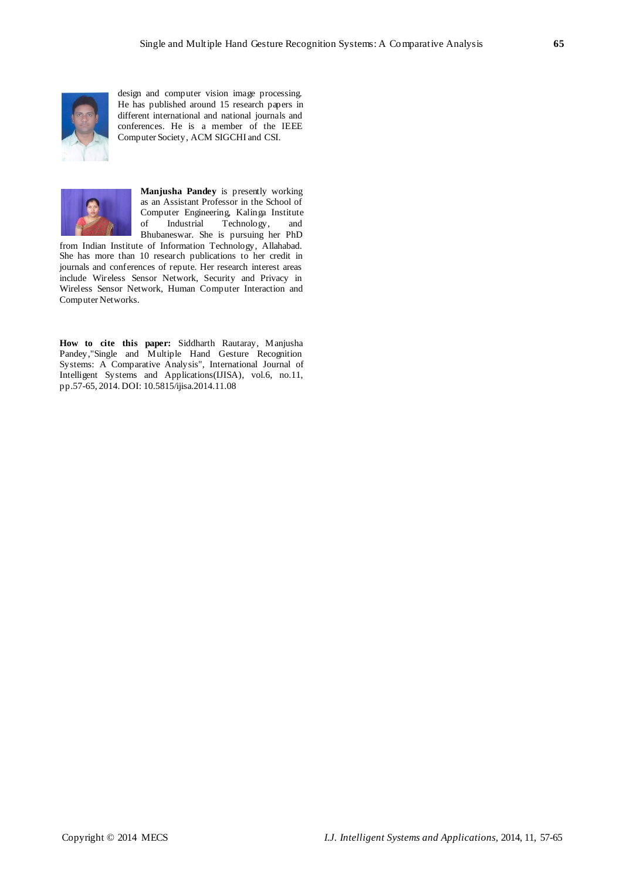design and computer vision image processing. He has published around 15 research papers in different international and national journals and conferences. He is a member of the IEEE Computer Society, ACM SIGCHI and CSI.

**Manjusha Pandey** is presently working as an Assistant Professor in the School of Computer Engineering, Kalinga Institute of Industrial Technology, and Bhubaneswar. She is pursuing her PhD from Indian Institute of Information Technology, Allahabad. She has more than 10 research publications to her credit in journals and conferences of repute. Her research interest areas include Wireless Sensor Network, Security and Privacy in Wireless Sensor Network, Human Computer Interaction and Computer Networks.

**How to cite this paper:** Siddharth Rautaray, Manjusha Pandey,"Single and Multiple Hand Gesture Recognition Systems: A Comparative Analysis", International Journal of Intelligent Systems and Applications(IJISA), vol.6, no.11, pp.57-65, 2014. DOI: 10.5815/ijisa.2014.11.08